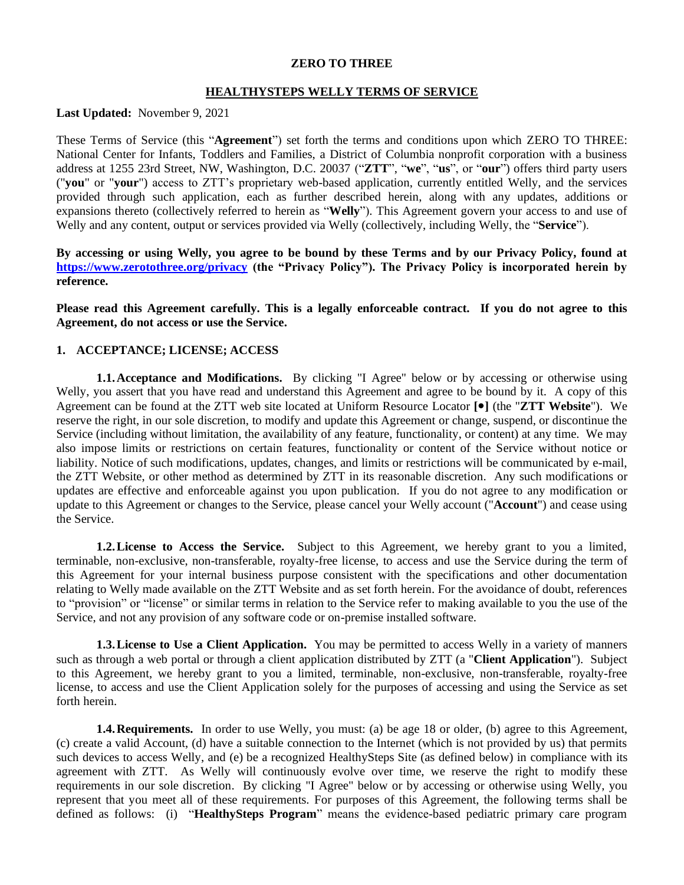**ZERO TO THREE**

**HEALTHYSTEPS WELLY TERMS OF SERVICE**

**Last Updated:** November 9, 2021

These Terms of Service (this "**Agreement**") set forth the terms and conditions upon which ZERO TO THREE: National Center for Infants, Toddlers and Families, a District of Columbia nonprofit corporation with a business address at 1255 23rd Street, NW, Washington, D.C. 20037 ("**ZTT**", "**we**", "**us**", or "**our**") offers third party users ("**you**" or "**your**") access to ZTT's proprietary web-based application, currently entitled Welly, and the services provided through such application, each as further described herein, along with any updates, additions or expansions thereto (collectively referred to herein as "**Welly**"). This Agreement govern your access to and use of Welly and any content, output or services provided via Welly (collectively, including Welly, the "**Service**").

**By accessing or using Welly, you agree to be bound by these Terms and by our Privacy Policy, found at [https://www.zerotothree.org/privacy](https://www.zerotothree.org/privacy) (the "Privacy Policy"). The Privacy Policy is incorporated herein by reference.**

**Please read this Agreement carefully. This is a legally enforceable contract. If you do not agree to this Agreement, do not access or use the Service.**

## 1. ACCEPTANCE; LICENSE; ACCESS

**1.1. Acceptance and Modifications.** By clicking "I Agree" below or by accessing or otherwise using Welly, you assert that you have read and understand this Agreement and agree to be bound by it. A copy of this Agreement can be found at the ZTT web site located at Uniform Resource Locator **[•]** (the "**ZTT Website**"). We reserve the right, in our sole discretion, to modify and update this Agreement or change, suspend, or discontinue the Service (including without limitation, the availability of any feature, functionality, or content) at any time. We may also impose limits or restrictions on certain features, functionality or content of the Service without notice or liability. Notice of such modifications, updates, changes, and limits or restrictions will be communicated by e-mail, the ZTT Website, or other method as determined by ZTT in its reasonable discretion. Any such modifications or updates are effective and enforceable against you upon publication. If you do not agree to any modification or update to this Agreement or changes to the Service, please cancel your Welly account ("**Account**") and cease using the Service.

**1.2. License to Access the Service.** Subject to this Agreement, we hereby grant to you a limited, terminable, non-exclusive, non-transferable, royalty-free license, to access and use the Service during the term of this Agreement for your internal business purpose consistent with the specifications and other documentation relating to Welly made available on the ZTT Website and as set forth herein. For the avoidance of doubt, references to "provision" or "license" or similar terms in relation to the Service refer to making available to you the use of the Service, and not any provision of any software code or on-premise installed software.

**1.3. License to Use a Client Application.** You may be permitted to access Welly in a variety of manners such as through a web portal or through a client application distributed by ZTT (a "**Client Application**"). Subject to this Agreement, we hereby grant to you a limited, terminable, non-exclusive, non-transferable, royalty-free license, to access and use the Client Application solely for the purposes of accessing and using the Service as set forth herein.

**1.4. Requirements.** In order to use Welly, you must: (a) be age 18 or older, (b) agree to this Agreement, (c) create a valid Account, (d) have a suitable connection to the Internet (which is not provided by us) that permits such devices to access Welly, and (e) be a recognized HealthySteps Site (as defined below) in compliance with its agreement with ZTT. As Welly will continuously evolve over time, we reserve the right to modify these requirements in our sole discretion. By clicking "I Agree" below or by accessing or otherwise using Welly, you represent that you meet all of these requirements. For purposes of this Agreement, the following terms shall be defined as follows: (i) "**HealthySteps Program**" means the evidence-based pediatric primary care program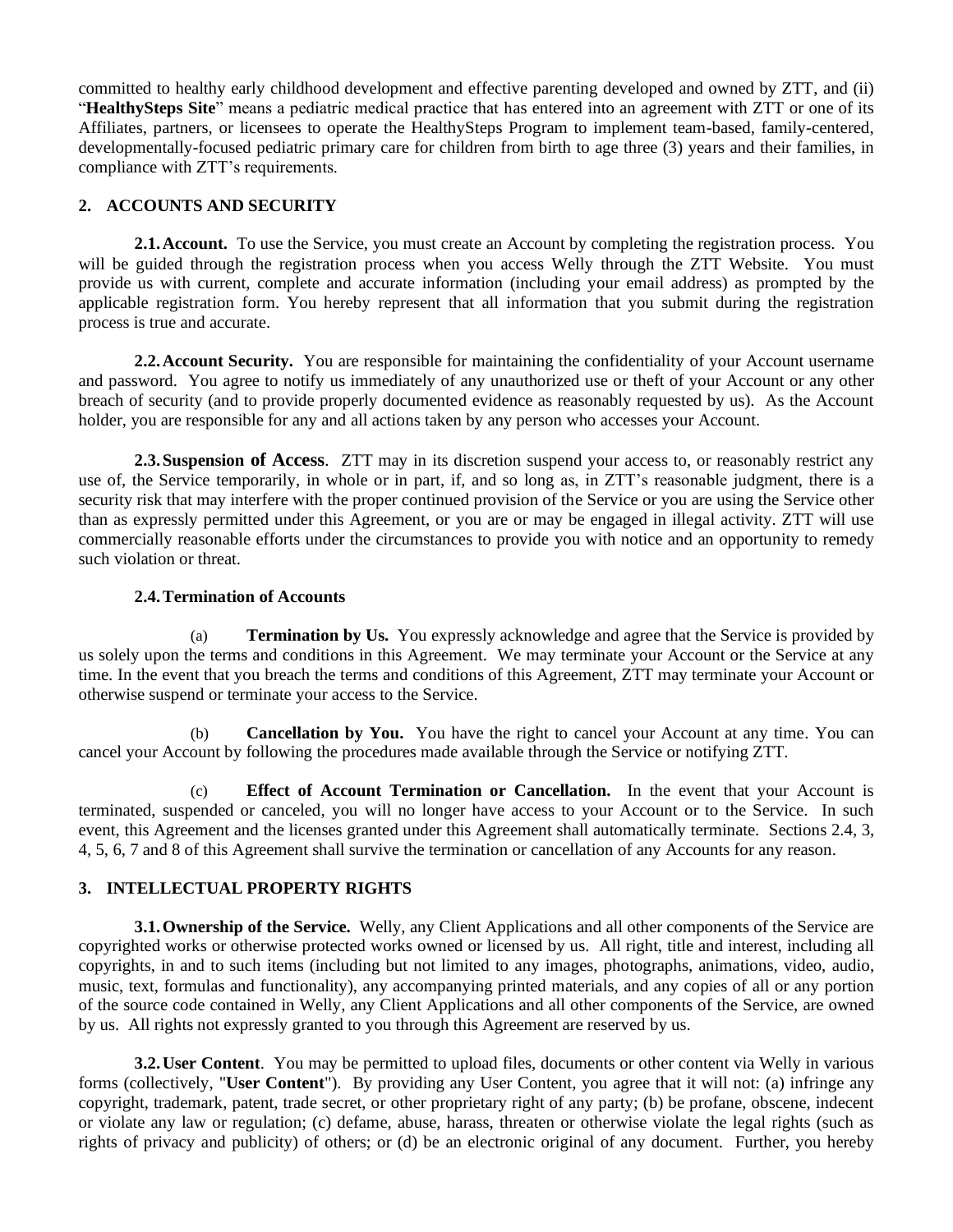committed to healthy early childhood development and effective parenting developed and owned by ZTT, and (ii) "**HealthySteps Site**" means a pediatric medical practice that has entered into an agreement with ZTT or one of its Affiliates, partners, or licensees to operate the HealthySteps Program to implement team-based, family-centered, developmentally-focused pediatric primary care for children from birth to age three (3) years and their families, in compliance with ZTT's requirements.

## 2. ACCOUNTS AND SECURITY

**2.1. Account.** To use the Service, you must create an Account by completing the registration process. You will be guided through the registration process when you access Welly through the ZTT Website. You must provide us with current, complete and accurate information (including your email address) as prompted by the applicable registration form. You hereby represent that all information that you submit during the registration process is true and accurate.

**2.2. Account Security.** You are responsible for maintaining the confidentiality of your Account username and password. You agree to notify us immediately of any unauthorized use or theft of your Account or any other breach of security (and to provide properly documented evidence as reasonably requested by us). As the Account holder, you are responsible for any and all actions taken by any person who accesses your Account.

**2.3. Suspension of Access**. ZTT may in its discretion suspend your access to, or reasonably restrict any use of, the Service temporarily, in whole or in part, if, and so long as, in ZTT's reasonable judgment, there is a security risk that may interfere with the proper continued provision of the Service or you are using the Service other than as expressly permitted under this Agreement, or you are or may be engaged in illegal activity. ZTT will use commercially reasonable efforts under the circumstances to provide you with notice and an opportunity to remedy such violation or threat.

**2.4. Termination of Accounts**

(a) **Termination by Us.** You expressly acknowledge and agree that the Service is provided by us solely upon the terms and conditions in this Agreement. We may terminate your Account or the Service at any time. In the event that you breach the terms and conditions of this Agreement, ZTT may terminate your Account or otherwise suspend or terminate your access to the Service.

(b) **Cancellation by You.** You have the right to cancel your Account at any time. You can cancel your Account by following the procedures made available through the Service or notifying ZTT.

(c) **Effect of Account Termination or Cancellation.** In the event that your Account is terminated, suspended or canceled, you will no longer have access to your Account or to the Service. In such event, this Agreement and the licenses granted under this Agreement shall automatically terminate. Sections 2.4, 3, 4, 5, 6, 7 and 8 of this Agreement shall survive the termination or cancellation of any Accounts for any reason.

## 3. INTELLECTUAL PROPERTY RIGHTS

**3.1. Ownership of the Service.** Welly, any Client Applications and all other components of the Service are copyrighted works or otherwise protected works owned or licensed by us. All right, title and interest, including all copyrights, in and to such items (including but not limited to any images, photographs, animations, video, audio, music, text, formulas and functionality), any accompanying printed materials, and any copies of all or any portion of the source code contained in Welly, any Client Applications and all other components of the Service, are owned by us. All rights not expressly granted to you through this Agreement are reserved by us.

**3.2. User Content**. You may be permitted to upload files, documents or other content via Welly in various forms (collectively, "**User Content**"). By providing any User Content, you agree that it will not: (a) infringe any copyright, trademark, patent, trade secret, or other proprietary right of any party; (b) be profane, obscene, indecent or violate any law or regulation; (c) defame, abuse, harass, threaten or otherwise violate the legal rights (such as rights of privacy and publicity) of others; or (d) be an electronic original of any document. Further, you hereby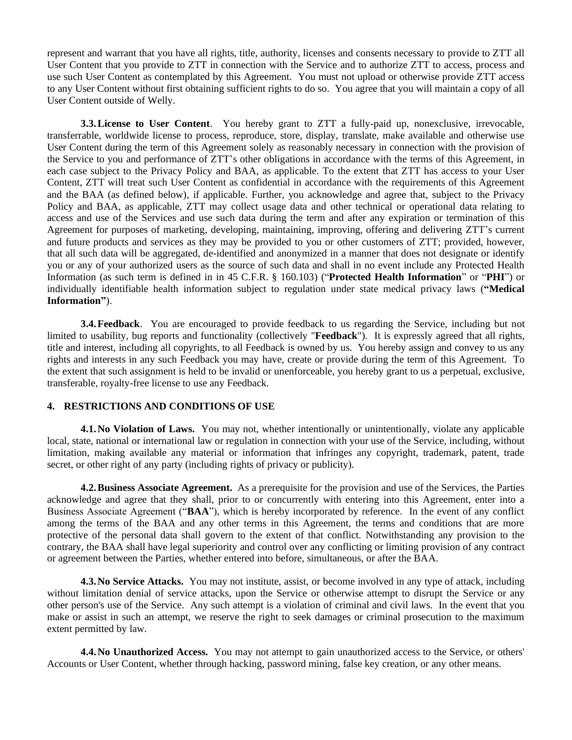represent and warrant that you have all rights, title, authority, licenses and consents necessary to provide to ZTT all User Content that you provide to ZTT in connection with the Service and to authorize ZTT to access, process and use such User Content as contemplated by this Agreement. You must not upload or otherwise provide ZTT access to any User Content without first obtaining sufficient rights to do so. You agree that you will maintain a copy of all User Content outside of Welly.

**3.3. License to User Content**. You hereby grant to ZTT a fully-paid up, nonexclusive, irrevocable, transferrable, worldwide license to process, reproduce, store, display, translate, make available and otherwise use User Content during the term of this Agreement solely as reasonably necessary in connection with the provision of the Service to you and performance of ZTT's other obligations in accordance with the terms of this Agreement, in each case subject to the Privacy Policy and BAA, as applicable. To the extent that ZTT has access to your User Content, ZTT will treat such User Content as confidential in accordance with the requirements of this Agreement and the BAA (as defined below), if applicable. Further, you acknowledge and agree that, subject to the Privacy Policy and BAA, as applicable, ZTT may collect usage data and other technical or operational data relating to access and use of the Services and use such data during the term and after any expiration or termination of this Agreement for purposes of marketing, developing, maintaining, improving, offering and delivering ZTT's current and future products and services as they may be provided to you or other customers of ZTT; provided, however, that all such data will be aggregated, de-identified and anonymized in a manner that does not designate or identify you or any of your authorized users as the source of such data and shall in no event include any Protected Health Information (as such term is defined in in 45 C.F.R. § 160.103) ("**Protected Health Information**" or "**PHI**") or individually identifiable health information subject to regulation under state medical privacy laws (**"Medical Information"**).

**3.4. Feedback**. You are encouraged to provide feedback to us regarding the Service, including but not limited to usability, bug reports and functionality (collectively "**Feedback**"). It is expressly agreed that all rights, title and interest, including all copyrights, to all Feedback is owned by us. You hereby assign and convey to us any rights and interests in any such Feedback you may have, create or provide during the term of this Agreement. To the extent that such assignment is held to be invalid or unenforceable, you hereby grant to us a perpetual, exclusive, transferable, royalty-free license to use any Feedback.

## 4. RESTRICTIONS AND CONDITIONS OF USE

**4.1. No Violation of Laws.** You may not, whether intentionally or unintentionally, violate any applicable local, state, national or international law or regulation in connection with your use of the Service, including, without limitation, making available any material or information that infringes any copyright, trademark, patent, trade secret, or other right of any party (including rights of privacy or publicity).

**4.2. Business Associate Agreement.** As a prerequisite for the provision and use of the Services, the Parties acknowledge and agree that they shall, prior to or concurrently with entering into this Agreement, enter into a Business Associate Agreement ("**BAA**"), which is hereby incorporated by reference. In the event of any conflict among the terms of the BAA and any other terms in this Agreement, the terms and conditions that are more protective of the personal data shall govern to the extent of that conflict. Notwithstanding any provision to the contrary, the BAA shall have legal superiority and control over any conflicting or limiting provision of any contract or agreement between the Parties, whether entered into before, simultaneous, or after the BAA.

**4.3. No Service Attacks.** You may not institute, assist, or become involved in any type of attack, including without limitation denial of service attacks, upon the Service or otherwise attempt to disrupt the Service or any other person's use of the Service. Any such attempt is a violation of criminal and civil laws. In the event that you make or assist in such an attempt, we reserve the right to seek damages or criminal prosecution to the maximum extent permitted by law.

**4.4. No Unauthorized Access.** You may not attempt to gain unauthorized access to the Service, or others' Accounts or User Content, whether through hacking, password mining, false key creation, or any other means.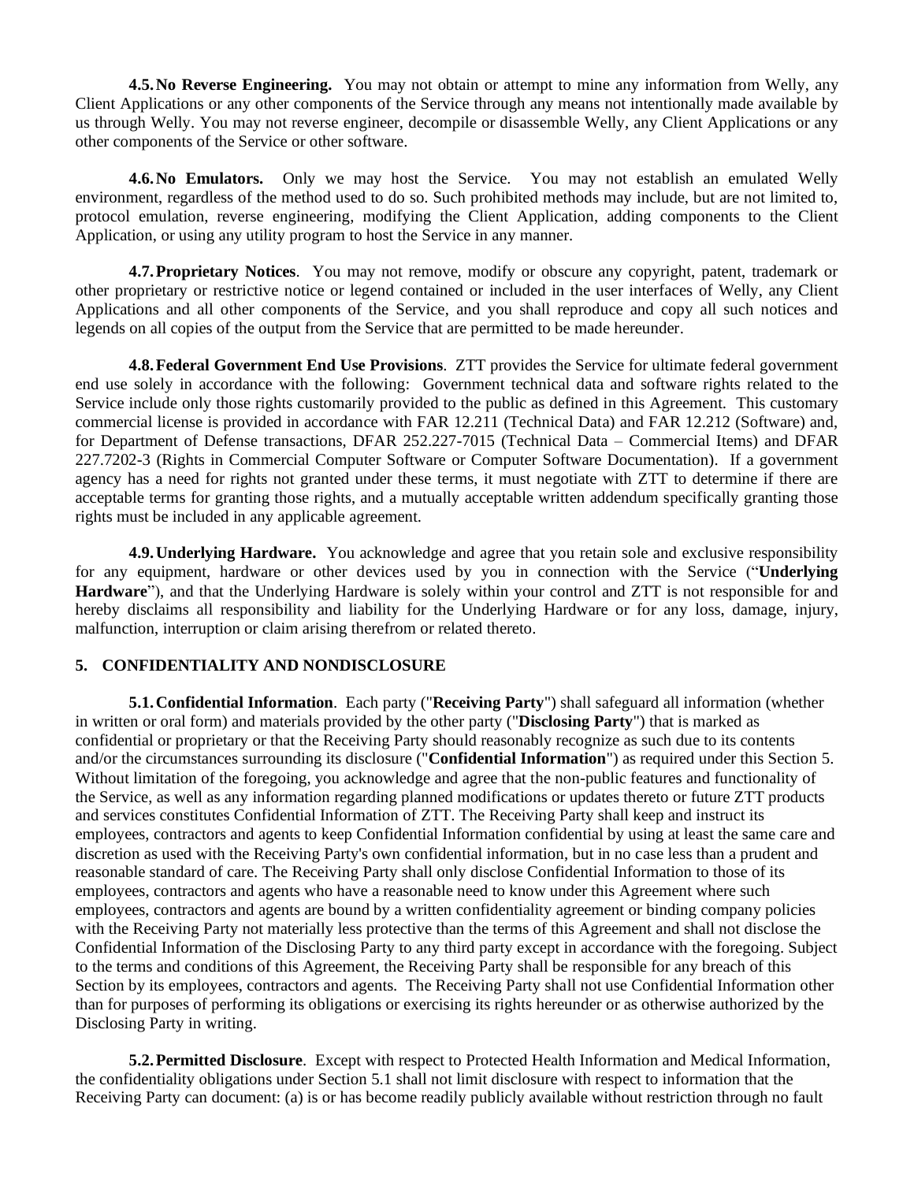**4.5. No Reverse Engineering.** You may not obtain or attempt to mine any information from Welly, any Client Applications or any other components of the Service through any means not intentionally made available by us through Welly. You may not reverse engineer, decompile or disassemble Welly, any Client Applications or any other components of the Service or other software.

**4.6. No Emulators.** Only we may host the Service. You may not establish an emulated Welly environment, regardless of the method used to do so. Such prohibited methods may include, but are not limited to, protocol emulation, reverse engineering, modifying the Client Application, adding components to the Client Application, or using any utility program to host the Service in any manner.

**4.7. Proprietary Notices**. You may not remove, modify or obscure any copyright, patent, trademark or other proprietary or restrictive notice or legend contained or included in the user interfaces of Welly, any Client Applications and all other components of the Service, and you shall reproduce and copy all such notices and legends on all copies of the output from the Service that are permitted to be made hereunder.

**4.8. Federal Government End Use Provisions**. ZTT provides the Service for ultimate federal government end use solely in accordance with the following: Government technical data and software rights related to the Service include only those rights customarily provided to the public as defined in this Agreement. This customary commercial license is provided in accordance with FAR 12.211 (Technical Data) and FAR 12.212 (Software) and, for Department of Defense transactions, DFAR 252.227-7015 (Technical Data – Commercial Items) and DFAR 227.7202-3 (Rights in Commercial Computer Software or Computer Software Documentation). If a government agency has a need for rights not granted under these terms, it must negotiate with ZTT to determine if there are acceptable terms for granting those rights, and a mutually acceptable written addendum specifically granting those rights must be included in any applicable agreement.

**4.9. Underlying Hardware.** You acknowledge and agree that you retain sole and exclusive responsibility for any equipment, hardware or other devices used by you in connection with the Service ("**Underlying Hardware**"), and that the Underlying Hardware is solely within your control and ZTT is not responsible for and hereby disclaims all responsibility and liability for the Underlying Hardware or for any loss, damage, injury, malfunction, interruption or claim arising therefrom or related thereto.

## 5. CONFIDENTIALITY AND NONDISCLOSURE

**5.1. Confidential Information**. Each party ("**Receiving Party**") shall safeguard all information (whether in written or oral form) and materials provided by the other party ("**Disclosing Party**") that is marked as confidential or proprietary or that the Receiving Party should reasonably recognize as such due to its contents and/or the circumstances surrounding its disclosure ("**Confidential Information**") as required under this Section 5. Without limitation of the foregoing, you acknowledge and agree that the non-public features and functionality of the Service, as well as any information regarding planned modifications or updates thereto or future ZTT products and services constitutes Confidential Information of ZTT. The Receiving Party shall keep and instruct its employees, contractors and agents to keep Confidential Information confidential by using at least the same care and discretion as used with the Receiving Party's own confidential information, but in no case less than a prudent and reasonable standard of care. The Receiving Party shall only disclose Confidential Information to those of its employees, contractors and agents who have a reasonable need to know under this Agreement where such employees, contractors and agents are bound by a written confidentiality agreement or binding company policies with the Receiving Party not materially less protective than the terms of this Agreement and shall not disclose the Confidential Information of the Disclosing Party to any third party except in accordance with the foregoing. Subject to the terms and conditions of this Agreement, the Receiving Party shall be responsible for any breach of this Section by its employees, contractors and agents. The Receiving Party shall not use Confidential Information other than for purposes of performing its obligations or exercising its rights hereunder or as otherwise authorized by the Disclosing Party in writing.

**5.2. Permitted Disclosure**. Except with respect to Protected Health Information and Medical Information, the confidentiality obligations under Section 5.1 shall not limit disclosure with respect to information that the Receiving Party can document: (a) is or has become readily publicly available without restriction through no fault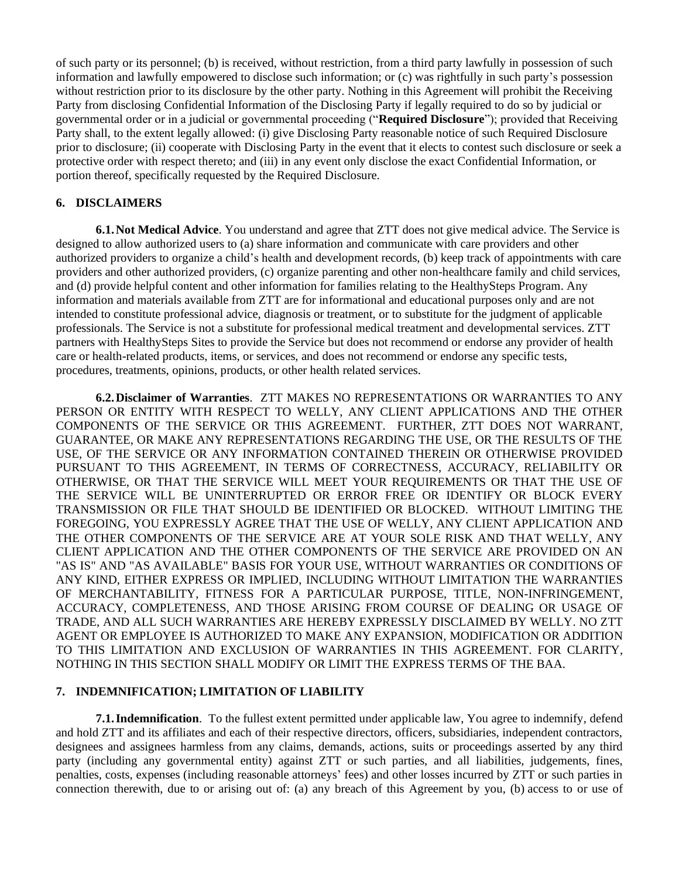of such party or its personnel; (b) is received, without restriction, from a third party lawfully in possession of such information and lawfully empowered to disclose such information; or (c) was rightfully in such party's possession without restriction prior to its disclosure by the other party. Nothing in this Agreement will prohibit the Receiving Party from disclosing Confidential Information of the Disclosing Party if legally required to do so by judicial or governmental order or in a judicial or governmental proceeding ("**Required Disclosure**"); provided that Receiving Party shall, to the extent legally allowed: (i) give Disclosing Party reasonable notice of such Required Disclosure prior to disclosure; (ii) cooperate with Disclosing Party in the event that it elects to contest such disclosure or seek a protective order with respect thereto; and (iii) in any event only disclose the exact Confidential Information, or portion thereof, specifically requested by the Required Disclosure.

## 6. DISCLAIMERS

**6.1. Not Medical Advice**. You understand and agree that ZTT does not give medical advice. The Service is designed to allow authorized users to (a) share information and communicate with care providers and other authorized providers to organize a child's health and development records, (b) keep track of appointments with care providers and other authorized providers, (c) organize parenting and other non-healthcare family and child services, and (d) provide helpful content and other information for families relating to the HealthySteps Program. Any information and materials available from ZTT are for informational and educational purposes only and are not intended to constitute professional advice, diagnosis or treatment, or to substitute for the judgment of applicable professionals. The Service is not a substitute for professional medical treatment and developmental services. ZTT partners with HealthySteps Sites to provide the Service but does not recommend or endorse any provider of health care or health-related products, items, or services, and does not recommend or endorse any specific tests, procedures, treatments, opinions, products, or other health related services.

**6.2. Disclaimer of Warranties**. ZTT MAKES NO REPRESENTATIONS OR WARRANTIES TO ANY PERSON OR ENTITY WITH RESPECT TO WELLY, ANY CLIENT APPLICATIONS AND THE OTHER COMPONENTS OF THE SERVICE OR THIS AGREEMENT. FURTHER, ZTT DOES NOT WARRANT, GUARANTEE, OR MAKE ANY REPRESENTATIONS REGARDING THE USE, OR THE RESULTS OF THE USE, OF THE SERVICE OR ANY INFORMATION CONTAINED THEREIN OR OTHERWISE PROVIDED PURSUANT TO THIS AGREEMENT, IN TERMS OF CORRECTNESS, ACCURACY, RELIABILITY OR OTHERWISE, OR THAT THE SERVICE WILL MEET YOUR REQUIREMENTS OR THAT THE USE OF THE SERVICE WILL BE UNINTERRUPTED OR ERROR FREE OR IDENTIFY OR BLOCK EVERY TRANSMISSION OR FILE THAT SHOULD BE IDENTIFIED OR BLOCKED. WITHOUT LIMITING THE FOREGOING, YOU EXPRESSLY AGREE THAT THE USE OF WELLY, ANY CLIENT APPLICATION AND THE OTHER COMPONENTS OF THE SERVICE ARE AT YOUR SOLE RISK AND THAT WELLY, ANY CLIENT APPLICATION AND THE OTHER COMPONENTS OF THE SERVICE ARE PROVIDED ON AN "AS IS" AND "AS AVAILABLE" BASIS FOR YOUR USE, WITHOUT WARRANTIES OR CONDITIONS OF ANY KIND, EITHER EXPRESS OR IMPLIED, INCLUDING WITHOUT LIMITATION THE WARRANTIES OF MERCHANTABILITY, FITNESS FOR A PARTICULAR PURPOSE, TITLE, NON-INFRINGEMENT, ACCURACY, COMPLETENESS, AND THOSE ARISING FROM COURSE OF DEALING OR USAGE OF TRADE, AND ALL SUCH WARRANTIES ARE HEREBY EXPRESSLY DISCLAIMED BY WELLY. NO ZTT AGENT OR EMPLOYEE IS AUTHORIZED TO MAKE ANY EXPANSION, MODIFICATION OR ADDITION TO THIS LIMITATION AND EXCLUSION OF WARRANTIES IN THIS AGREEMENT. FOR CLARITY, NOTHING IN THIS SECTION SHALL MODIFY OR LIMIT THE EXPRESS TERMS OF THE BAA.

## 7. INDEMNIFICATION; LIMITATION OF LIABILITY

**7.1. Indemnification**. To the fullest extent permitted under applicable law, You agree to indemnify, defend and hold ZTT and its affiliates and each of their respective directors, officers, subsidiaries, independent contractors, designees and assignees harmless from any claims, demands, actions, suits or proceedings asserted by any third party (including any governmental entity) against ZTT or such parties, and all liabilities, judgements, fines, penalties, costs, expenses (including reasonable attorneys' fees) and other losses incurred by ZTT or such parties in connection therewith, due to or arising out of: (a) any breach of this Agreement by you, (b) access to or use of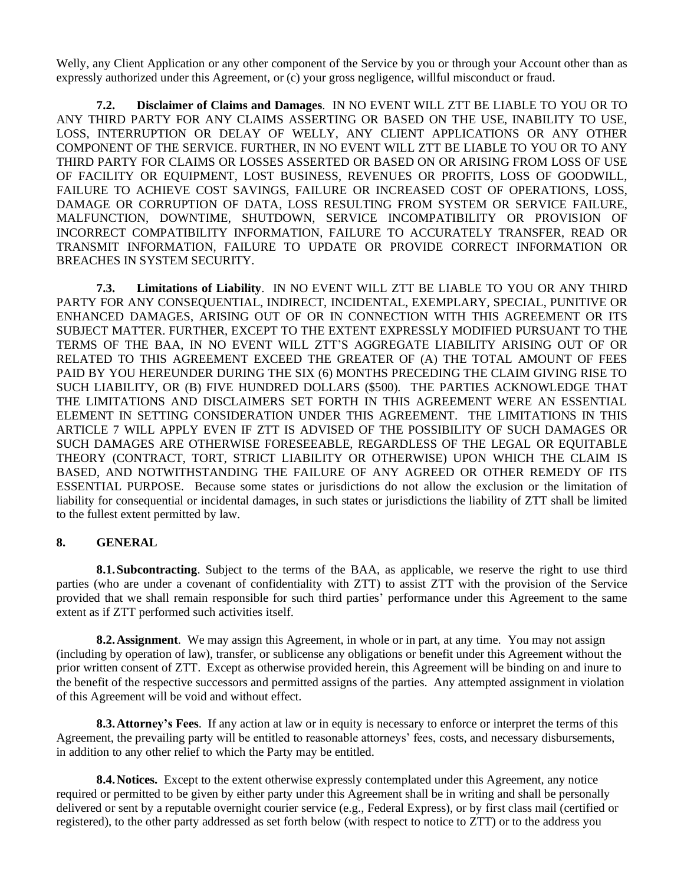Welly, any Client Application or any other component of the Service by you or through your Account other than as expressly authorized under this Agreement, or (c) your gross negligence, willful misconduct or fraud.

**7.2. Disclaimer of Claims and Damages**. IN NO EVENT WILL ZTT BE LIABLE TO YOU OR TO ANY THIRD PARTY FOR ANY CLAIMS ASSERTING OR BASED ON THE USE, INABILITY TO USE, LOSS, INTERRUPTION OR DELAY OF WELLY, ANY CLIENT APPLICATIONS OR ANY OTHER COMPONENT OF THE SERVICE. FURTHER, IN NO EVENT WILL ZTT BE LIABLE TO YOU OR TO ANY THIRD PARTY FOR CLAIMS OR LOSSES ASSERTED OR BASED ON OR ARISING FROM LOSS OF USE OF FACILITY OR EQUIPMENT, LOST BUSINESS, REVENUES OR PROFITS, LOSS OF GOODWILL, FAILURE TO ACHIEVE COST SAVINGS, FAILURE OR INCREASED COST OF OPERATIONS, LOSS, DAMAGE OR CORRUPTION OF DATA, LOSS RESULTING FROM SYSTEM OR SERVICE FAILURE, MALFUNCTION, DOWNTIME, SHUTDOWN, SERVICE INCOMPATIBILITY OR PROVISION OF INCORRECT COMPATIBILITY INFORMATION, FAILURE TO ACCURATELY TRANSFER, READ OR TRANSMIT INFORMATION, FAILURE TO UPDATE OR PROVIDE CORRECT INFORMATION OR BREACHES IN SYSTEM SECURITY.

**7.3. Limitations of Liability**. IN NO EVENT WILL ZTT BE LIABLE TO YOU OR ANY THIRD PARTY FOR ANY CONSEQUENTIAL, INDIRECT, INCIDENTAL, EXEMPLARY, SPECIAL, PUNITIVE OR ENHANCED DAMAGES, ARISING OUT OF OR IN CONNECTION WITH THIS AGREEMENT OR ITS SUBJECT MATTER. FURTHER, EXCEPT TO THE EXTENT EXPRESSLY MODIFIED PURSUANT TO THE TERMS OF THE BAA, IN NO EVENT WILL ZTT'S AGGREGATE LIABILITY ARISING OUT OF OR RELATED TO THIS AGREEMENT EXCEED THE GREATER OF (A) THE TOTAL AMOUNT OF FEES PAID BY YOU HEREUNDER DURING THE SIX (6) MONTHS PRECEDING THE CLAIM GIVING RISE TO SUCH LIABILITY, OR (B) FIVE HUNDRED DOLLARS ($500). THE PARTIES ACKNOWLEDGE THAT THE LIMITATIONS AND DISCLAIMERS SET FORTH IN THIS AGREEMENT WERE AN ESSENTIAL ELEMENT IN SETTING CONSIDERATION UNDER THIS AGREEMENT. THE LIMITATIONS IN THIS ARTICLE 7 WILL APPLY EVEN IF ZTT IS ADVISED OF THE POSSIBILITY OF SUCH DAMAGES OR SUCH DAMAGES ARE OTHERWISE FORESEEABLE, REGARDLESS OF THE LEGAL OR EQUITABLE THEORY (CONTRACT, TORT, STRICT LIABILITY OR OTHERWISE) UPON WHICH THE CLAIM IS BASED, AND NOTWITHSTANDING THE FAILURE OF ANY AGREED OR OTHER REMEDY OF ITS ESSENTIAL PURPOSE. Because some states or jurisdictions do not allow the exclusion or the limitation of liability for consequential or incidental damages, in such states or jurisdictions the liability of ZTT shall be limited to the fullest extent permitted by law.

## 8. GENERAL

**8.1. Subcontracting**. Subject to the terms of the BAA, as applicable, we reserve the right to use third parties (who are under a covenant of confidentiality with ZTT) to assist ZTT with the provision of the Service provided that we shall remain responsible for such third parties' performance under this Agreement to the same extent as if ZTT performed such activities itself.

**8.2. Assignment**. We may assign this Agreement, in whole or in part, at any time. You may not assign (including by operation of law), transfer, or sublicense any obligations or benefit under this Agreement without the prior written consent of ZTT. Except as otherwise provided herein, this Agreement will be binding on and inure to the benefit of the respective successors and permitted assigns of the parties. Any attempted assignment in violation of this Agreement will be void and without effect.

**8.3. Attorney's Fees**. If any action at law or in equity is necessary to enforce or interpret the terms of this Agreement, the prevailing party will be entitled to reasonable attorneys' fees, costs, and necessary disbursements, in addition to any other relief to which the Party may be entitled.

**8.4. Notices.** Except to the extent otherwise expressly contemplated under this Agreement, any notice required or permitted to be given by either party under this Agreement shall be in writing and shall be personally delivered or sent by a reputable overnight courier service (e.g., Federal Express), or by first class mail (certified or registered), to the other party addressed as set forth below (with respect to notice to ZTT) or to the address you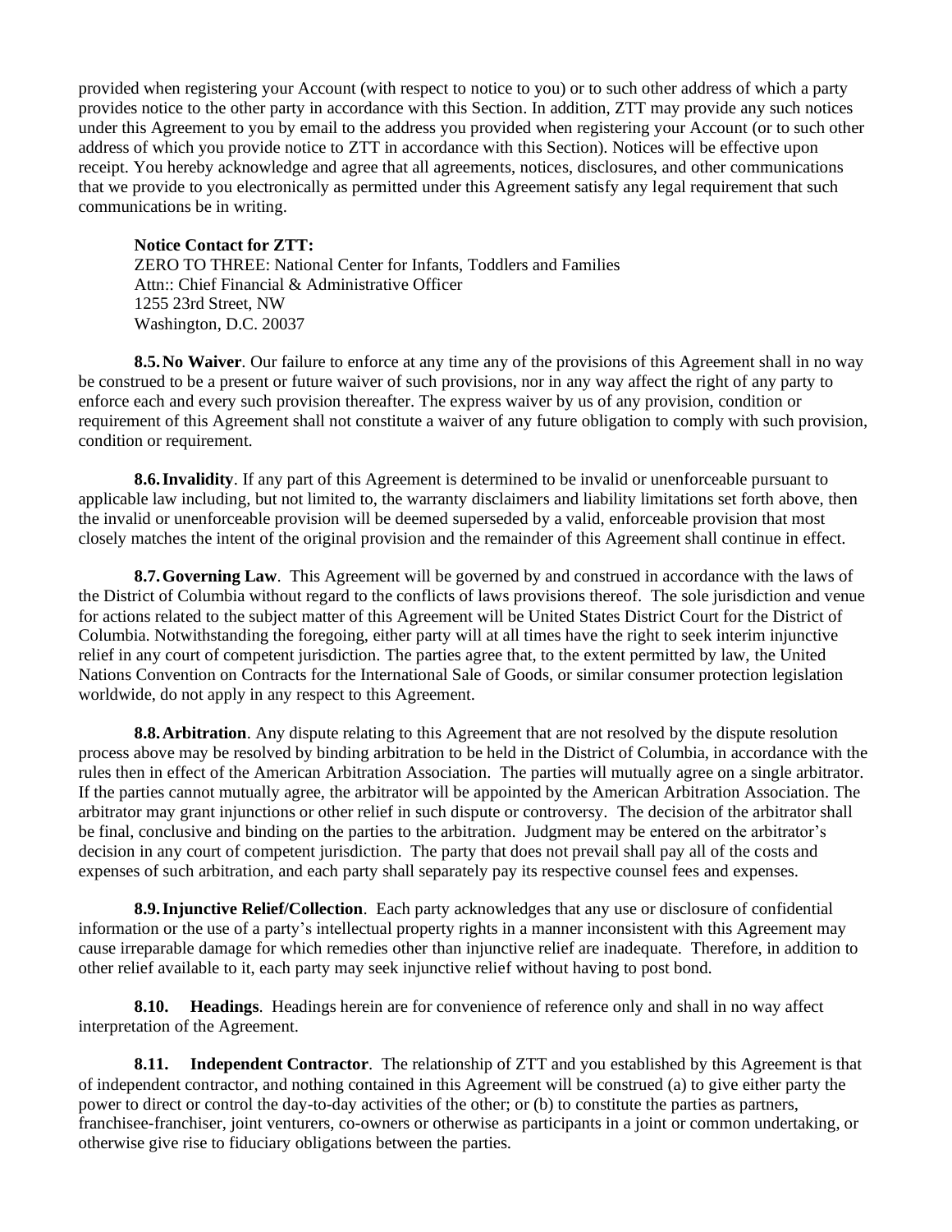provided when registering your Account (with respect to notice to you) or to such other address of which a party provides notice to the other party in accordance with this Section. In addition, ZTT may provide any such notices under this Agreement to you by email to the address you provided when registering your Account (or to such other address of which you provide notice to ZTT in accordance with this Section). Notices will be effective upon receipt. You hereby acknowledge and agree that all agreements, notices, disclosures, and other communications that we provide to you electronically as permitted under this Agreement satisfy any legal requirement that such communications be in writing.

**Notice Contact for ZTT:**
ZERO TO THREE: National Center for Infants, Toddlers and Families
Attn:: Chief Financial & Administrative Officer
1255 23rd Street, NW
Washington, D.C. 20037

**8.5. No Waiver**. Our failure to enforce at any time any of the provisions of this Agreement shall in no way be construed to be a present or future waiver of such provisions, nor in any way affect the right of any party to enforce each and every such provision thereafter. The express waiver by us of any provision, condition or requirement of this Agreement shall not constitute a waiver of any future obligation to comply with such provision, condition or requirement.

**8.6. Invalidity**. If any part of this Agreement is determined to be invalid or unenforceable pursuant to applicable law including, but not limited to, the warranty disclaimers and liability limitations set forth above, then the invalid or unenforceable provision will be deemed superseded by a valid, enforceable provision that most closely matches the intent of the original provision and the remainder of this Agreement shall continue in effect.

**8.7. Governing Law**. This Agreement will be governed by and construed in accordance with the laws of the District of Columbia without regard to the conflicts of laws provisions thereof. The sole jurisdiction and venue for actions related to the subject matter of this Agreement will be United States District Court for the District of Columbia. Notwithstanding the foregoing, either party will at all times have the right to seek interim injunctive relief in any court of competent jurisdiction. The parties agree that, to the extent permitted by law, the United Nations Convention on Contracts for the International Sale of Goods, or similar consumer protection legislation worldwide, do not apply in any respect to this Agreement.

**8.8. Arbitration**. Any dispute relating to this Agreement that are not resolved by the dispute resolution process above may be resolved by binding arbitration to be held in the District of Columbia, in accordance with the rules then in effect of the American Arbitration Association. The parties will mutually agree on a single arbitrator. If the parties cannot mutually agree, the arbitrator will be appointed by the American Arbitration Association. The arbitrator may grant injunctions or other relief in such dispute or controversy. The decision of the arbitrator shall be final, conclusive and binding on the parties to the arbitration. Judgment may be entered on the arbitrator's decision in any court of competent jurisdiction. The party that does not prevail shall pay all of the costs and expenses of such arbitration, and each party shall separately pay its respective counsel fees and expenses.

**8.9. Injunctive Relief/Collection**. Each party acknowledges that any use or disclosure of confidential information or the use of a party's intellectual property rights in a manner inconsistent with this Agreement may cause irreparable damage for which remedies other than injunctive relief are inadequate. Therefore, in addition to other relief available to it, each party may seek injunctive relief without having to post bond.

**8.10. Headings**. Headings herein are for convenience of reference only and shall in no way affect interpretation of the Agreement.

**8.11. Independent Contractor**. The relationship of ZTT and you established by this Agreement is that of independent contractor, and nothing contained in this Agreement will be construed (a) to give either party the power to direct or control the day-to-day activities of the other; or (b) to constitute the parties as partners, franchisee-franchiser, joint venturers, co-owners or otherwise as participants in a joint or common undertaking, or otherwise give rise to fiduciary obligations between the parties.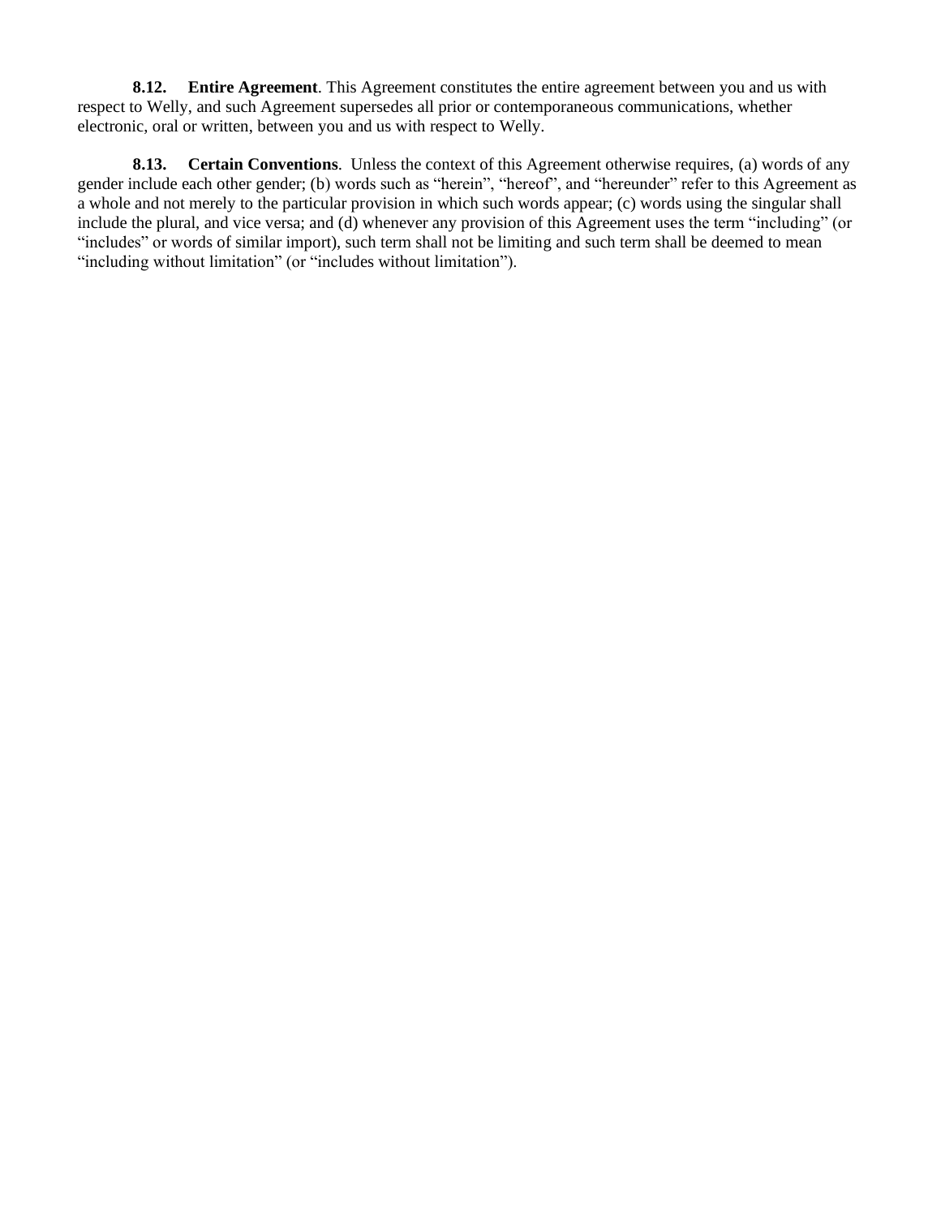**8.12. Entire Agreement**. This Agreement constitutes the entire agreement between you and us with respect to Welly, and such Agreement supersedes all prior or contemporaneous communications, whether electronic, oral or written, between you and us with respect to Welly.

**8.13. Certain Conventions**. Unless the context of this Agreement otherwise requires, (a) words of any gender include each other gender; (b) words such as "herein", "hereof", and "hereunder" refer to this Agreement as a whole and not merely to the particular provision in which such words appear; (c) words using the singular shall include the plural, and vice versa; and (d) whenever any provision of this Agreement uses the term "including" (or "includes" or words of similar import), such term shall not be limiting and such term shall be deemed to mean "including without limitation" (or "includes without limitation").